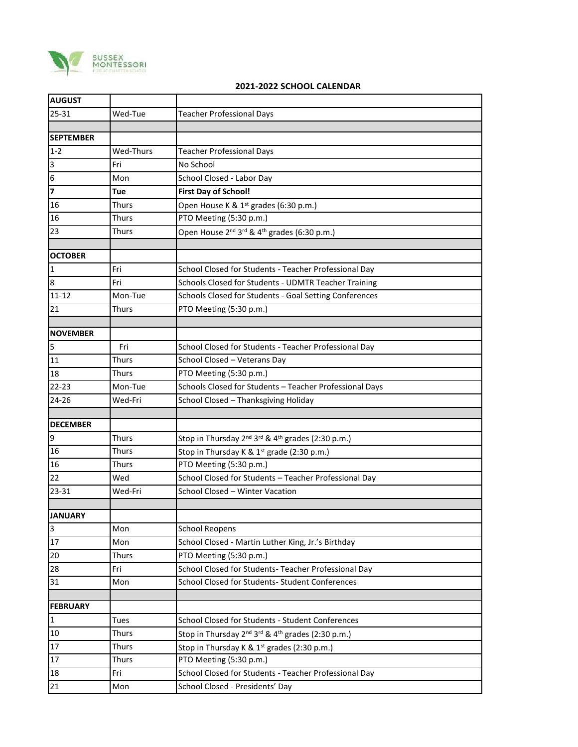SUSSEX MONTESSORI
PUBLIC CHARTER SCHOOL

# 2021-2022 SCHOOL CALENDAR

| **AUGUST** | | |
|---|---|---|
| 25-31 | Wed-Tue | Teacher Professional Days |
| | | |
| **SEPTEMBER** | | |
| 1-2 | Wed-Thurs | Teacher Professional Days |
| 3 | Fri | No School |
| 6 | Mon | School Closed - Labor Day |
| **7** | **Tue** | **First Day of School!** |
| 16 | Thurs | Open House K & 1st grades (6:30 p.m.) |
| 16 | Thurs | PTO Meeting (5:30 p.m.) |
| 23 | Thurs | Open House 2nd 3rd & 4th grades (6:30 p.m.) |
| | | |
| **OCTOBER** | | |
| 1 | Fri | School Closed for Students - Teacher Professional Day |
| 8 | Fri | Schools Closed for Students - UDMTR Teacher Training |
| 11-12 | Mon-Tue | Schools Closed for Students - Goal Setting Conferences |
| 21 | Thurs | PTO Meeting (5:30 p.m.) |
| | | |
| **NOVEMBER** | | |
| 5 | Fri | School Closed for Students - Teacher Professional Day |
| 11 | Thurs | School Closed – Veterans Day |
| 18 | Thurs | PTO Meeting (5:30 p.m.) |
| 22-23 | Mon-Tue | Schools Closed for Students – Teacher Professional Days |
| 24-26 | Wed-Fri | School Closed – Thanksgiving Holiday |
| | | |
| **DECEMBER** | | |
| 9 | Thurs | Stop in Thursday 2nd 3rd & 4th grades (2:30 p.m.) |
| 16 | Thurs | Stop in Thursday K & 1st grade (2:30 p.m.) |
| 16 | Thurs | PTO Meeting (5:30 p.m.) |
| 22 | Wed | School Closed for Students – Teacher Professional Day |
| 23-31 | Wed-Fri | School Closed – Winter Vacation |
| | | |
| **JANUARY** | | |
| 3 | Mon | School Reopens |
| 17 | Mon | School Closed - Martin Luther King, Jr.'s Birthday |
| 20 | Thurs | PTO Meeting (5:30 p.m.) |
| 28 | Fri | School Closed for Students- Teacher Professional Day |
| 31 | Mon | School Closed for Students- Student Conferences |
| | | |
| **FEBRUARY** | | |
| 1 | Tues | School Closed for Students - Student Conferences |
| 10 | Thurs | Stop in Thursday 2nd 3rd & 4th grades (2:30 p.m.) |
| 17 | Thurs | Stop in Thursday K & 1st grades (2:30 p.m.) |
| 17 | Thurs | PTO Meeting (5:30 p.m.) |
| 18 | Fri | School Closed for Students - Teacher Professional Day |
| 21 | Mon | School Closed - Presidents' Day |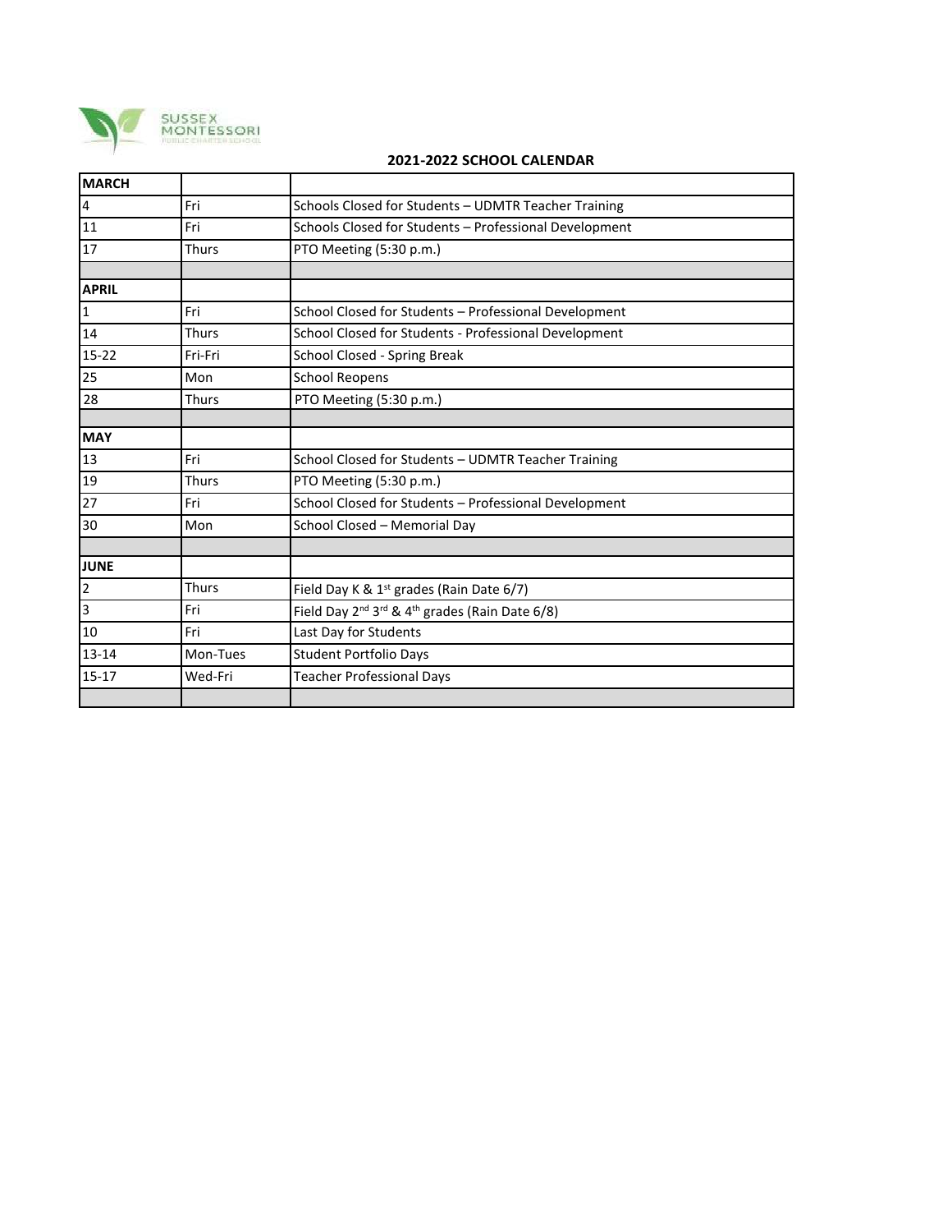SUSSEX MONTESSORI PUBLIC CHARTER SCHOOL

## 2021-2022 SCHOOL CALENDAR

| | | |
|---|---|---|
| **MARCH** | | |
| 4 | Fri | Schools Closed for Students – UDMTR Teacher Training |
| 11 | Fri | Schools Closed for Students – Professional Development |
| 17 | Thurs | PTO Meeting (5:30 p.m.) |
| | | |
| **APRIL** | | |
| 1 | Fri | School Closed for Students – Professional Development |
| 14 | Thurs | School Closed for Students - Professional Development |
| 15-22 | Fri-Fri | School Closed - Spring Break |
| 25 | Mon | School Reopens |
| 28 | Thurs | PTO Meeting (5:30 p.m.) |
| | | |
| **MAY** | | |
| 13 | Fri | School Closed for Students – UDMTR Teacher Training |
| 19 | Thurs | PTO Meeting (5:30 p.m.) |
| 27 | Fri | School Closed for Students – Professional Development |
| 30 | Mon | School Closed – Memorial Day |
| | | |
| **JUNE** | | |
| 2 | Thurs | Field Day K & 1st grades (Rain Date 6/7) |
| 3 | Fri | Field Day 2nd 3rd & 4th grades (Rain Date 6/8) |
| 10 | Fri | Last Day for Students |
| 13-14 | Mon-Tues | Student Portfolio Days |
| 15-17 | Wed-Fri | Teacher Professional Days |
| | | |